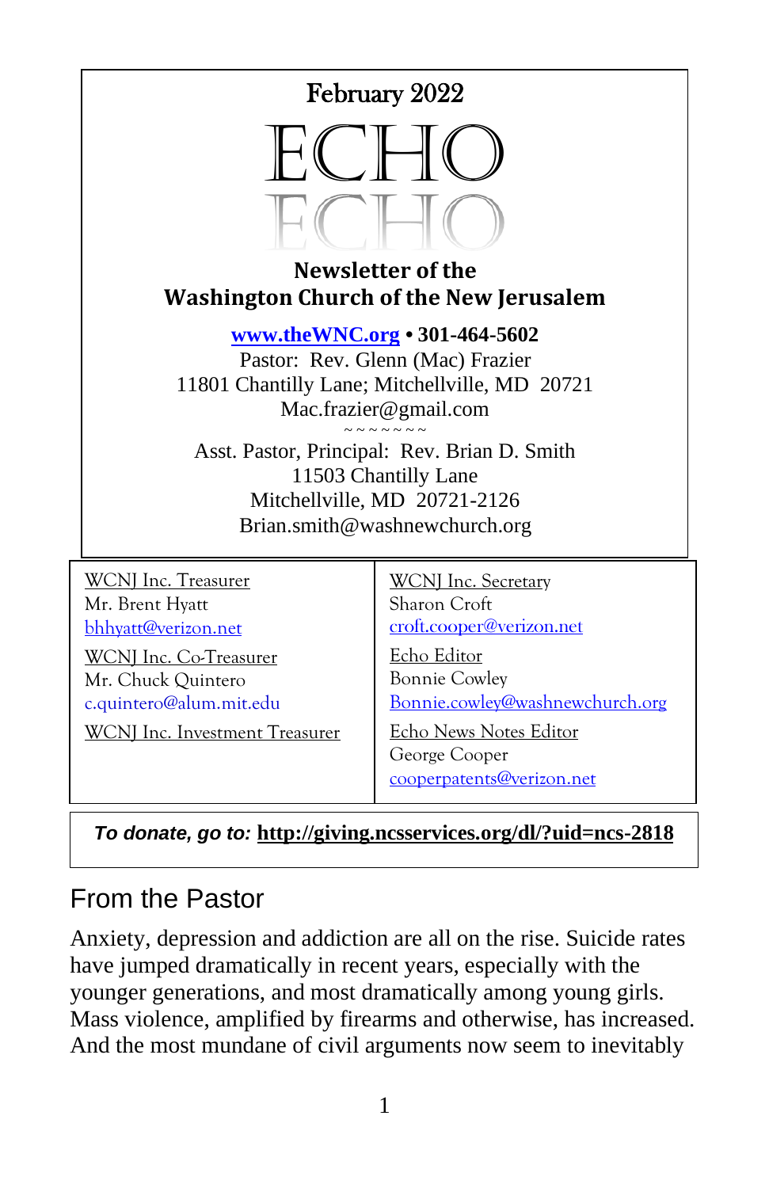February 2022

# ECHO

**Newsletter of the**
**Washington Church of the New Jerusalem**

**www.theWNC.org • 301-464-5602**
Pastor: Rev. Glenn (Mac) Frazier
11801 Chantilly Lane; Mitchellville, MD 20721
Mac.frazier@gmail.com
~ ~ ~ ~ ~ ~ ~ ~

Asst. Pastor, Principal: Rev. Brian D. Smith
11503 Chantilly Lane
Mitchellville, MD 20721-2126
Brian.smith@washnewchurch.org

WCNJ Inc. Treasurer
Mr. Brent Hyatt
bhhyatt@verizon.net

WCNJ Inc. Co-Treasurer
Mr. Chuck Quintero
c.quintero@alum.mit.edu

WCNJ Inc. Investment Treasurer

WCNJ Inc. Secretary
Sharon Croft
croft.cooper@verizon.net

Echo Editor
Bonnie Cowley
Bonnie.cowley@washnewchurch.org

Echo News Notes Editor
George Cooper
cooperpatents@verizon.net

***To donate, go to:*** **http://giving.ncsservices.org/dl/?uid=ncs-2818**

## From the Pastor

Anxiety, depression and addiction are all on the rise. Suicide rates have jumped dramatically in recent years, especially with the younger generations, and most dramatically among young girls. Mass violence, amplified by firearms and otherwise, has increased. And the most mundane of civil arguments now seem to inevitably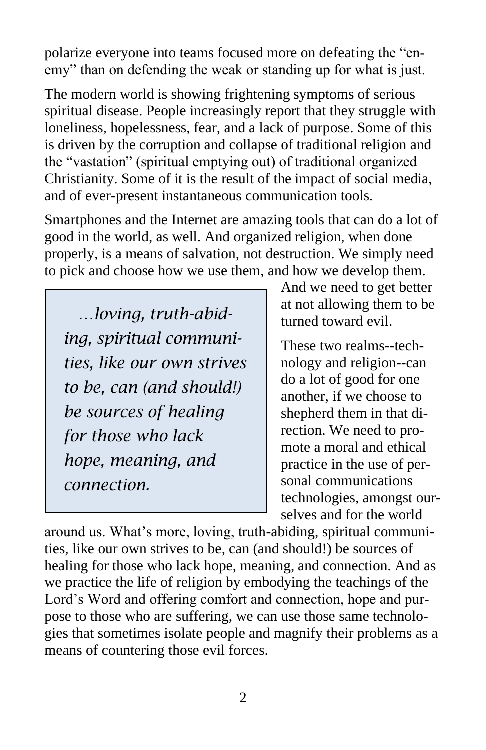polarize everyone into teams focused more on defeating the "enemy" than on defending the weak or standing up for what is just.

The modern world is showing frightening symptoms of serious spiritual disease. People increasingly report that they struggle with loneliness, hopelessness, fear, and a lack of purpose. Some of this is driven by the corruption and collapse of traditional religion and the "vastation" (spiritual emptying out) of traditional organized Christianity. Some of it is the result of the impact of social media, and of ever-present instantaneous communication tools.

Smartphones and the Internet are amazing tools that can do a lot of good in the world, as well. And organized religion, when done properly, is a means of salvation, not destruction. We simply need to pick and choose how we use them, and how we develop them. And we need to get better at not allowing them to be turned toward evil.

> *…loving, truth-abiding, spiritual communities, like our own strives to be, can (and should!) be sources of healing for those who lack hope, meaning, and connection.*

These two realms--technology and religion--can do a lot of good for one another, if we choose to shepherd them in that direction. We need to promote a moral and ethical practice in the use of personal communications technologies, amongst ourselves and for the world around us. What's more, loving, truth-abiding, spiritual communities, like our own strives to be, can (and should!) be sources of healing for those who lack hope, meaning, and connection. And as we practice the life of religion by embodying the teachings of the Lord's Word and offering comfort and connection, hope and purpose to those who are suffering, we can use those same technologies that sometimes isolate people and magnify their problems as a means of countering those evil forces.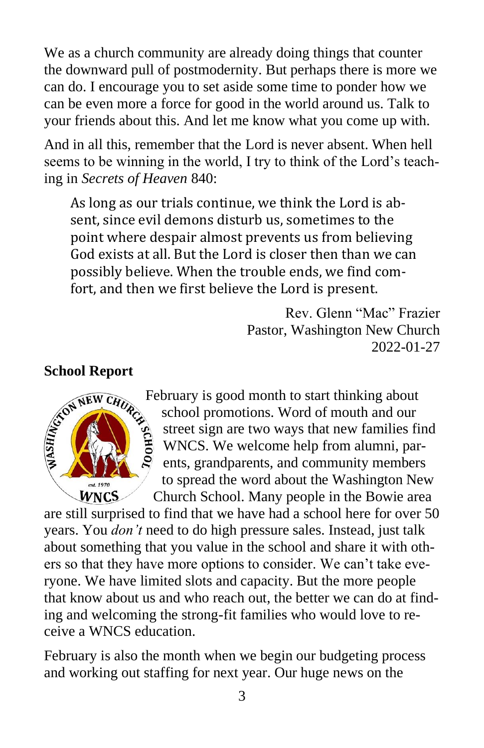We as a church community are already doing things that counter the downward pull of postmodernity. But perhaps there is more we can do. I encourage you to set aside some time to ponder how we can be even more a force for good in the world around us. Talk to your friends about this. And let me know what you come up with.

And in all this, remember that the Lord is never absent. When hell seems to be winning in the world, I try to think of the Lord's teaching in *Secrets of Heaven* 840:

> As long as our trials continue, we think the Lord is absent, since evil demons disturb us, sometimes to the point where despair almost prevents us from believing God exists at all. But the Lord is closer then than we can possibly believe. When the trouble ends, we find comfort, and then we first believe the Lord is present.

Rev. Glenn "Mac" Frazier
Pastor, Washington New Church
2022-01-27

**School Report**

February is good month to start thinking about school promotions. Word of mouth and our street sign are two ways that new families find WNCS. We welcome help from alumni, parents, grandparents, and community members to spread the word about the Washington New Church School. Many people in the Bowie area are still surprised to find that we have had a school here for over 50 years. You *don't* need to do high pressure sales. Instead, just talk about something that you value in the school and share it with others so that they have more options to consider. We can't take everyone. We have limited slots and capacity. But the more people that know about us and who reach out, the better we can do at finding and welcoming the strong-fit families who would love to receive a WNCS education.

February is also the month when we begin our budgeting process and working out staffing for next year. Our huge news on the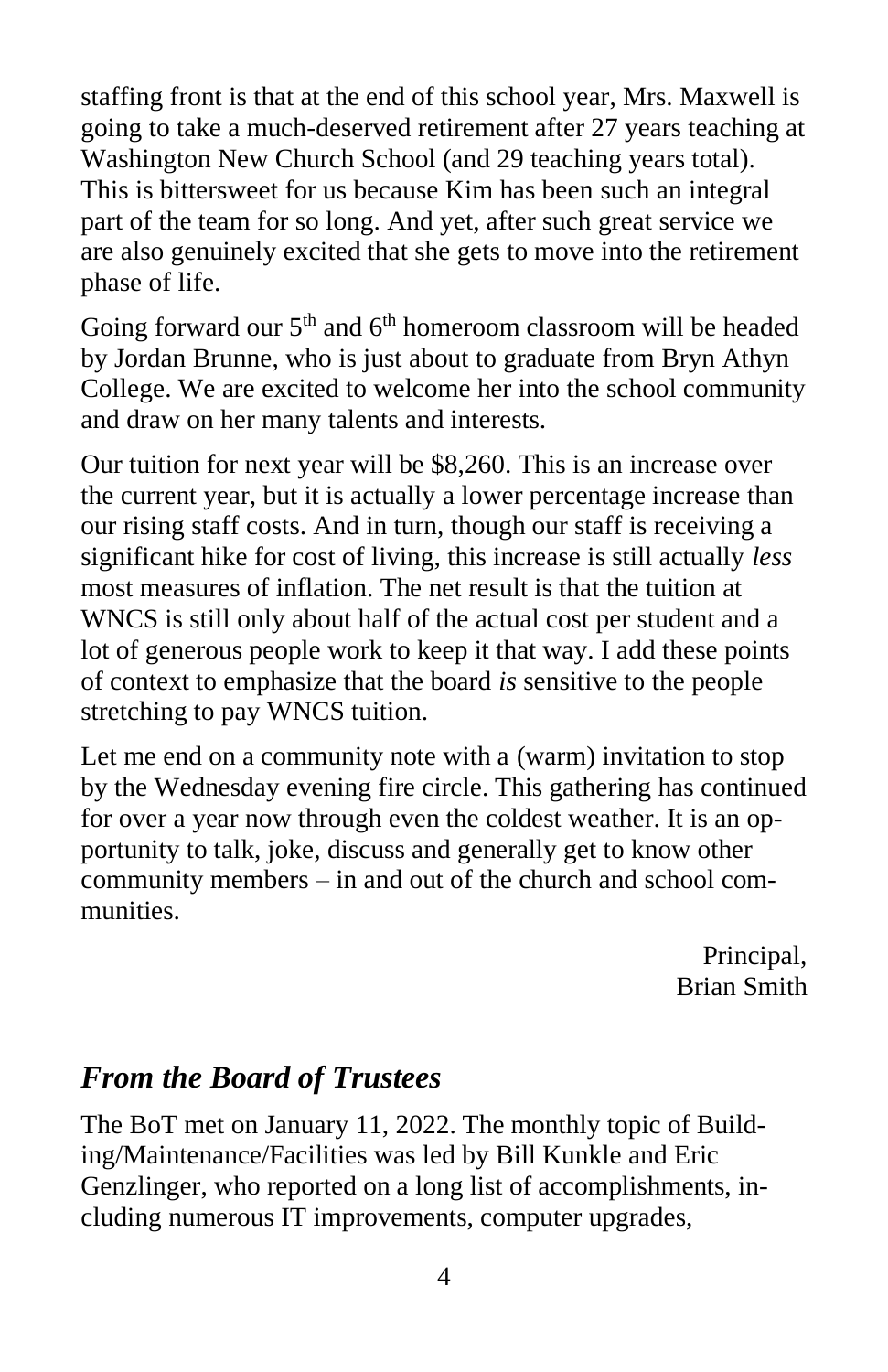staffing front is that at the end of this school year, Mrs. Maxwell is going to take a much-deserved retirement after 27 years teaching at Washington New Church School (and 29 teaching years total). This is bittersweet for us because Kim has been such an integral part of the team for so long. And yet, after such great service we are also genuinely excited that she gets to move into the retirement phase of life.

Going forward our 5th and 6th homeroom classroom will be headed by Jordan Brunne, who is just about to graduate from Bryn Athyn College. We are excited to welcome her into the school community and draw on her many talents and interests.

Our tuition for next year will be $8,260. This is an increase over the current year, but it is actually a lower percentage increase than our rising staff costs. And in turn, though our staff is receiving a significant hike for cost of living, this increase is still actually *less* most measures of inflation. The net result is that the tuition at WNCS is still only about half of the actual cost per student and a lot of generous people work to keep it that way. I add these points of context to emphasize that the board *is* sensitive to the people stretching to pay WNCS tuition.

Let me end on a community note with a (warm) invitation to stop by the Wednesday evening fire circle. This gathering has continued for over a year now through even the coldest weather. It is an opportunity to talk, joke, discuss and generally get to know other community members – in and out of the church and school communities.

Principal,
Brian Smith

## *From the Board of Trustees*

The BoT met on January 11, 2022. The monthly topic of Building/Maintenance/Facilities was led by Bill Kunkle and Eric Genzlinger, who reported on a long list of accomplishments, including numerous IT improvements, computer upgrades,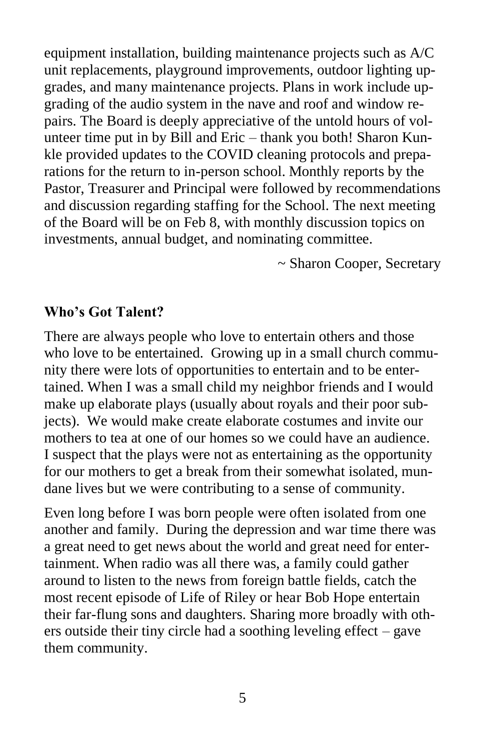equipment installation, building maintenance projects such as A/C unit replacements, playground improvements, outdoor lighting upgrades, and many maintenance projects. Plans in work include upgrading of the audio system in the nave and roof and window repairs. The Board is deeply appreciative of the untold hours of volunteer time put in by Bill and Eric – thank you both! Sharon Kunkle provided updates to the COVID cleaning protocols and preparations for the return to in-person school. Monthly reports by the Pastor, Treasurer and Principal were followed by recommendations and discussion regarding staffing for the School. The next meeting of the Board will be on Feb 8, with monthly discussion topics on investments, annual budget, and nominating committee.

~ Sharon Cooper, Secretary

**Who's Got Talent?**

There are always people who love to entertain others and those who love to be entertained. Growing up in a small church community there were lots of opportunities to entertain and to be entertained. When I was a small child my neighbor friends and I would make up elaborate plays (usually about royals and their poor subjects). We would make create elaborate costumes and invite our mothers to tea at one of our homes so we could have an audience. I suspect that the plays were not as entertaining as the opportunity for our mothers to get a break from their somewhat isolated, mundane lives but we were contributing to a sense of community.

Even long before I was born people were often isolated from one another and family. During the depression and war time there was a great need to get news about the world and great need for entertainment. When radio was all there was, a family could gather around to listen to the news from foreign battle fields, catch the most recent episode of Life of Riley or hear Bob Hope entertain their far-flung sons and daughters. Sharing more broadly with others outside their tiny circle had a soothing leveling effect – gave them community.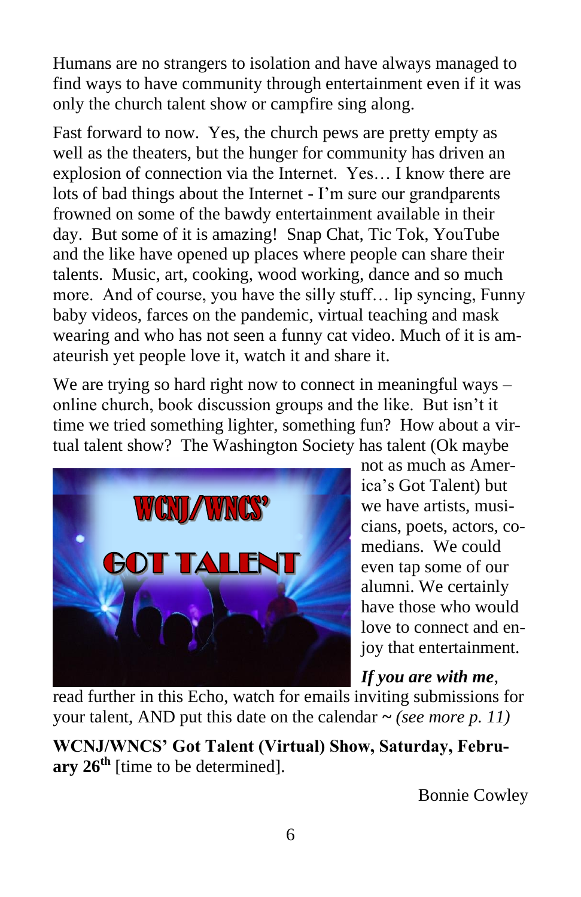Humans are no strangers to isolation and have always managed to find ways to have community through entertainment even if it was only the church talent show or campfire sing along.

Fast forward to now. Yes, the church pews are pretty empty as well as the theaters, but the hunger for community has driven an explosion of connection via the Internet. Yes… I know there are lots of bad things about the Internet - I'm sure our grandparents frowned on some of the bawdy entertainment available in their day. But some of it is amazing! Snap Chat, Tic Tok, YouTube and the like have opened up places where people can share their talents. Music, art, cooking, wood working, dance and so much more. And of course, you have the silly stuff… lip syncing, Funny baby videos, farces on the pandemic, virtual teaching and mask wearing and who has not seen a funny cat video. Much of it is amateurish yet people love it, watch it and share it.

We are trying so hard right now to connect in meaningful ways – online church, book discussion groups and the like. But isn't it time we tried something lighter, something fun? How about a virtual talent show? The Washington Society has talent (Ok maybe not as much as America's Got Talent) but we have artists, musicians, poets, actors, comedians. We could even tap some of our alumni. We certainly have those who would love to connect and enjoy that entertainment.

WCNJ/WNCS' GOT TALENT

***If you are with me***, read further in this Echo, watch for emails inviting submissions for your talent, AND put this date on the calendar ~ *(see more p. 11)*

**WCNJ/WNCS' Got Talent (Virtual) Show, Saturday, February 26th** [time to be determined].

Bonnie Cowley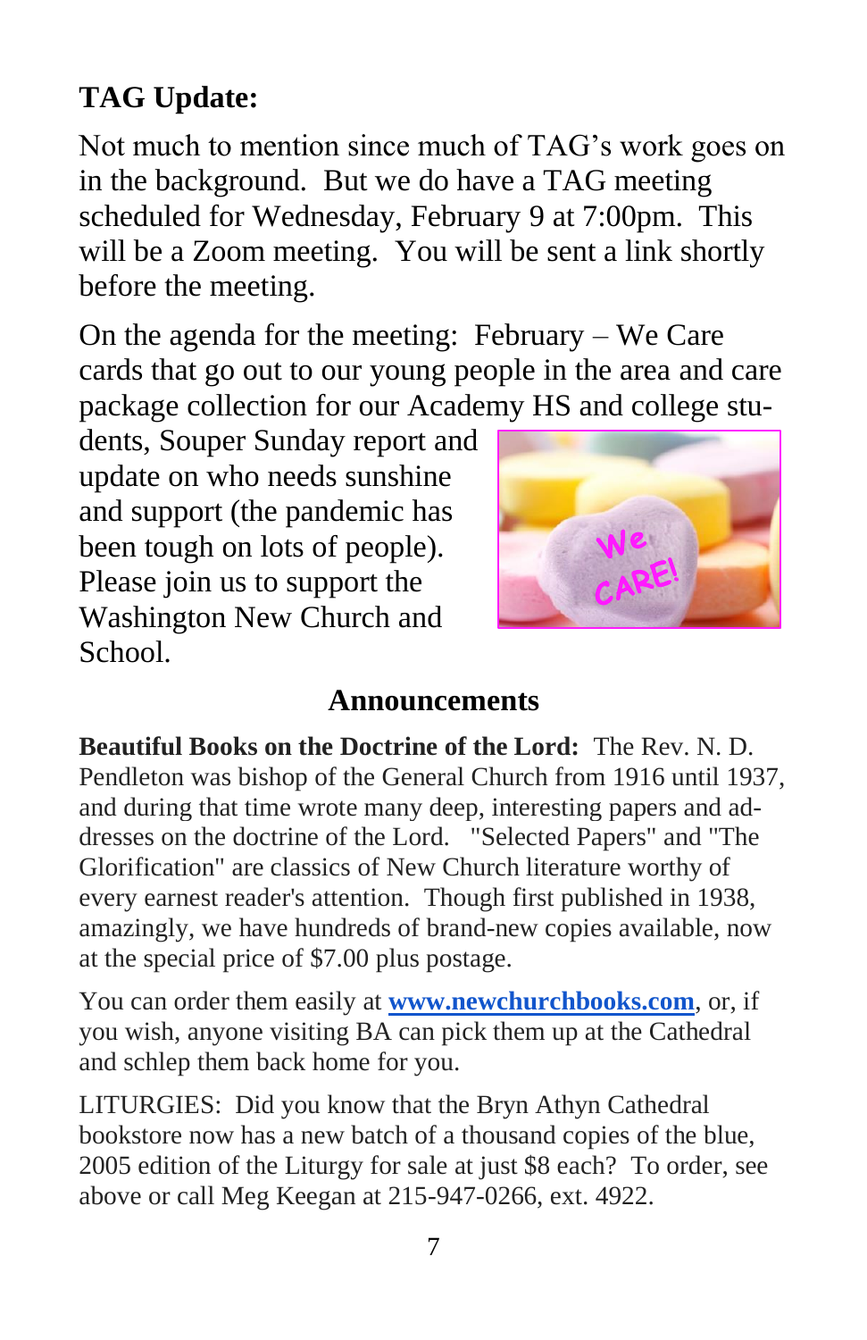**TAG Update:**

Not much to mention since much of TAG's work goes on in the background. But we do have a TAG meeting scheduled for Wednesday, February 9 at 7:00pm. This will be a Zoom meeting. You will be sent a link shortly before the meeting.

On the agenda for the meeting: February – We Care cards that go out to our young people in the area and care package collection for our Academy HS and college students, Souper Sunday report and update on who needs sunshine and support (the pandemic has been tough on lots of people). Please join us to support the Washington New Church and School.

## Announcements

**Beautiful Books on the Doctrine of the Lord:** The Rev. N. D. Pendleton was bishop of the General Church from 1916 until 1937, and during that time wrote many deep, interesting papers and addresses on the doctrine of the Lord. "Selected Papers" and "The Glorification" are classics of New Church literature worthy of every earnest reader's attention. Though first published in 1938, amazingly, we have hundreds of brand-new copies available, now at the special price of $7.00 plus postage.

You can order them easily at **www.newchurchbooks.com**, or, if you wish, anyone visiting BA can pick them up at the Cathedral and schlep them back home for you.

LITURGIES: Did you know that the Bryn Athyn Cathedral bookstore now has a new batch of a thousand copies of the blue, 2005 edition of the Liturgy for sale at just $8 each? To order, see above or call Meg Keegan at 215-947-0266, ext. 4922.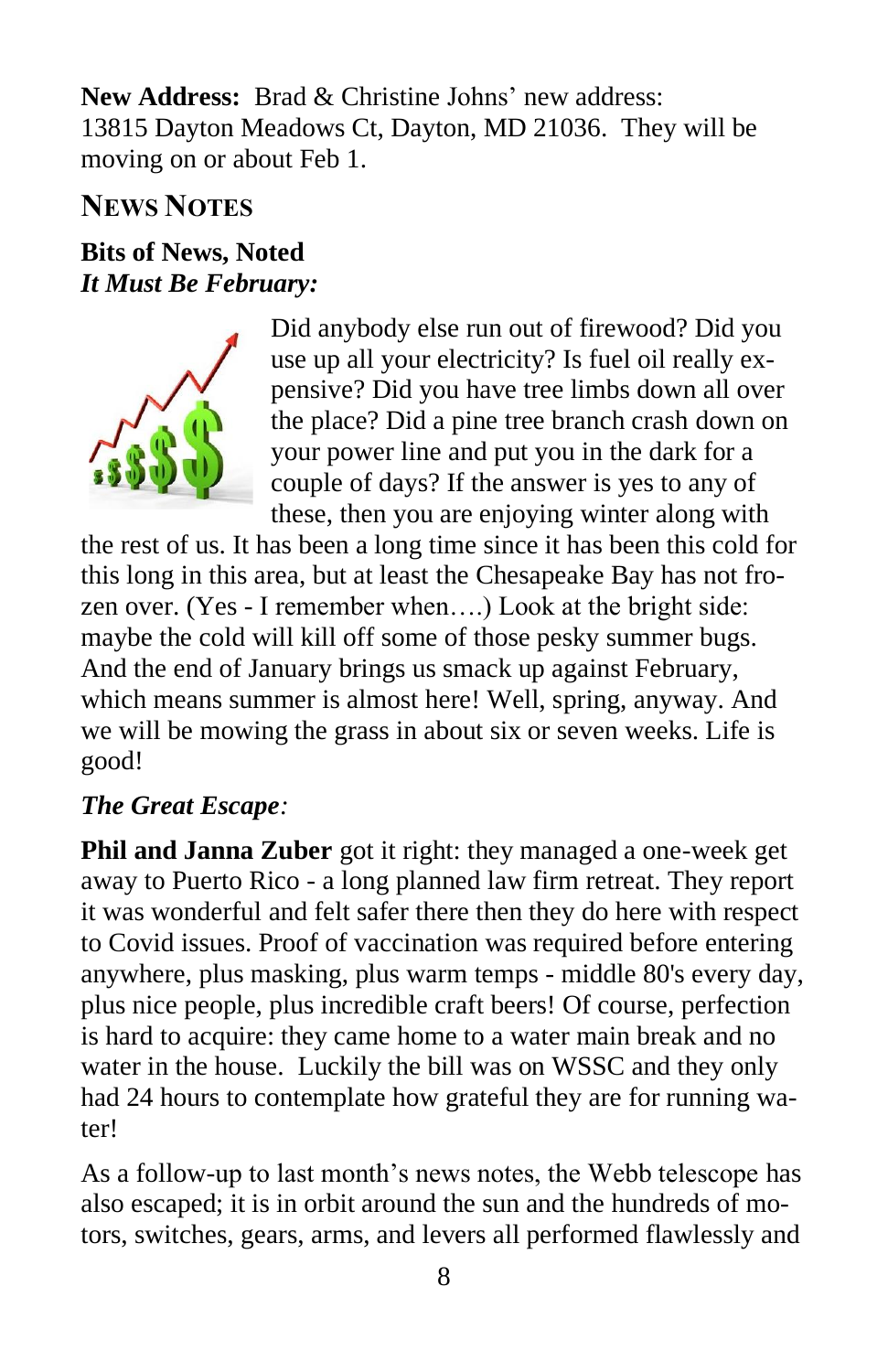**New Address:** Brad & Christine Johns' new address: 13815 Dayton Meadows Ct, Dayton, MD 21036. They will be moving on or about Feb 1.

## NEWS NOTES

### Bits of News, Noted

***It Must Be February:***

Did anybody else run out of firewood? Did you use up all your electricity? Is fuel oil really expensive? Did you have tree limbs down all over the place? Did a pine tree branch crash down on your power line and put you in the dark for a couple of days? If the answer is yes to any of these, then you are enjoying winter along with the rest of us. It has been a long time since it has been this cold for this long in this area, but at least the Chesapeake Bay has not frozen over. (Yes - I remember when….) Look at the bright side: maybe the cold will kill off some of those pesky summer bugs. And the end of January brings us smack up against February, which means summer is almost here! Well, spring, anyway. And we will be mowing the grass in about six or seven weeks. Life is good!

***The Great Escape:***

**Phil and Janna Zuber** got it right: they managed a one-week get away to Puerto Rico - a long planned law firm retreat. They report it was wonderful and felt safer there then they do here with respect to Covid issues. Proof of vaccination was required before entering anywhere, plus masking, plus warm temps - middle 80's every day, plus nice people, plus incredible craft beers! Of course, perfection is hard to acquire: they came home to a water main break and no water in the house. Luckily the bill was on WSSC and they only had 24 hours to contemplate how grateful they are for running water!

As a follow-up to last month's news notes, the Webb telescope has also escaped; it is in orbit around the sun and the hundreds of motors, switches, gears, arms, and levers all performed flawlessly and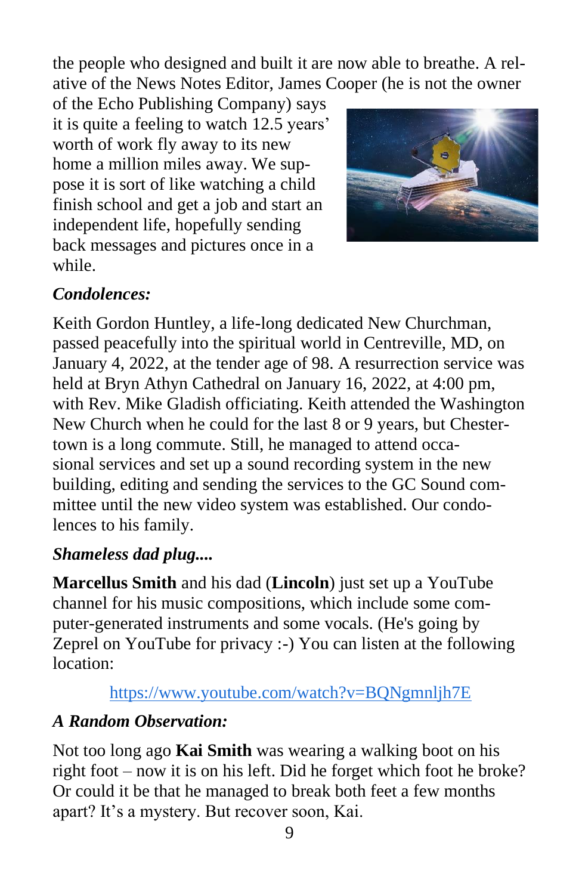the people who designed and built it are now able to breathe. A relative of the News Notes Editor, James Cooper (he is not the owner of the Echo Publishing Company) says it is quite a feeling to watch 12.5 years' worth of work fly away to its new home a million miles away. We suppose it is sort of like watching a child finish school and get a job and start an independent life, hopefully sending back messages and pictures once in a while.

*Condolences:*

Keith Gordon Huntley, a life-long dedicated New Churchman, passed peacefully into the spiritual world in Centreville, MD, on January 4, 2022, at the tender age of 98. A resurrection service was held at Bryn Athyn Cathedral on January 16, 2022, at 4:00 pm, with Rev. Mike Gladish officiating. Keith attended the Washington New Church when he could for the last 8 or 9 years, but Chestertown is a long commute. Still, he managed to attend occasional services and set up a sound recording system in the new building, editing and sending the services to the GC Sound committee until the new video system was established. Our condolences to his family.

*Shameless dad plug....*

**Marcellus Smith** and his dad (**Lincoln**) just set up a YouTube channel for his music compositions, which include some computer-generated instruments and some vocals. (He's going by Zeprel on YouTube for privacy :-) You can listen at the following location:

https://www.youtube.com/watch?v=BQNgmnljh7E

*A Random Observation:*

Not too long ago **Kai Smith** was wearing a walking boot on his right foot – now it is on his left. Did he forget which foot he broke? Or could it be that he managed to break both feet a few months apart? It's a mystery. But recover soon, Kai.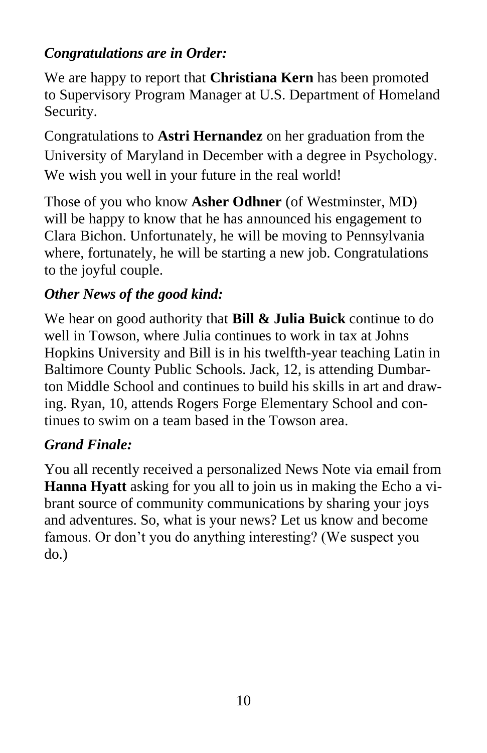***Congratulations are in Order:***

We are happy to report that **Christiana Kern** has been promoted to Supervisory Program Manager at U.S. Department of Homeland Security.

Congratulations to **Astri Hernandez** on her graduation from the University of Maryland in December with a degree in Psychology. We wish you well in your future in the real world!

Those of you who know **Asher Odhner** (of Westminster, MD) will be happy to know that he has announced his engagement to Clara Bichon. Unfortunately, he will be moving to Pennsylvania where, fortunately, he will be starting a new job. Congratulations to the joyful couple.

***Other News of the good kind:***

We hear on good authority that **Bill & Julia Buick** continue to do well in Towson, where Julia continues to work in tax at Johns Hopkins University and Bill is in his twelfth-year teaching Latin in Baltimore County Public Schools. Jack, 12, is attending Dumbarton Middle School and continues to build his skills in art and drawing. Ryan, 10, attends Rogers Forge Elementary School and continues to swim on a team based in the Towson area.

***Grand Finale:***

You all recently received a personalized News Note via email from **Hanna Hyatt** asking for you all to join us in making the Echo a vibrant source of community communications by sharing your joys and adventures. So, what is your news? Let us know and become famous. Or don't you do anything interesting? (We suspect you do.)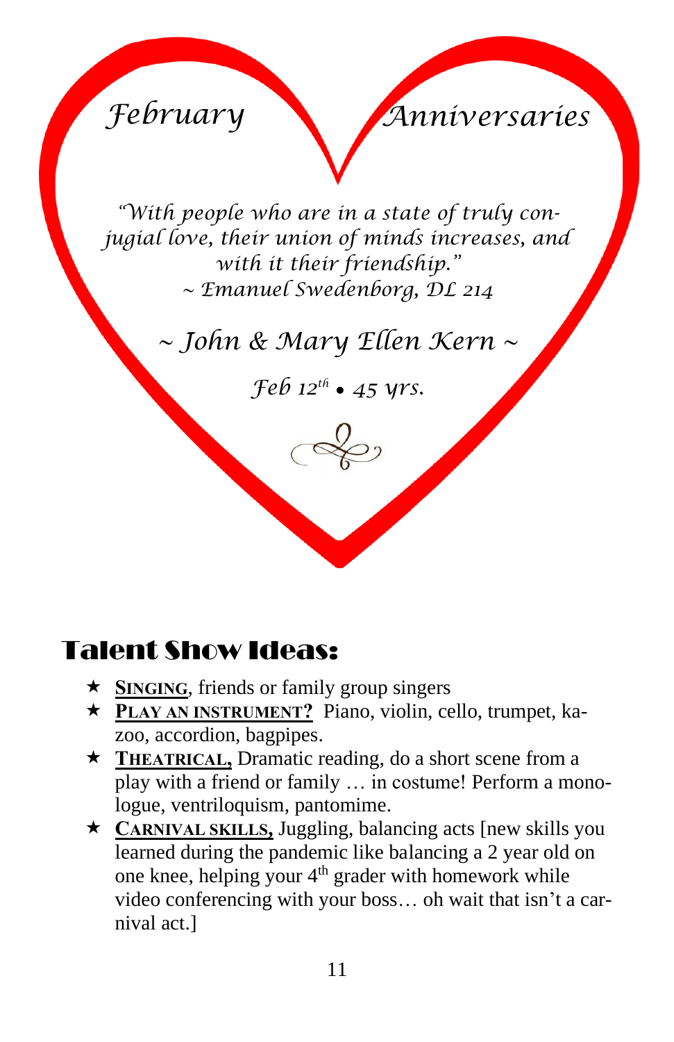## *February Anniversaries*

*"With people who are in a state of truly conjugial love, their union of minds increases, and with it their friendship."*
*~ Emanuel Swedenborg, DL 214*

*~ John & Mary Ellen Kern ~*

*Feb 12th • 45 yrs.*

## Talent Show Ideas:

- **SINGING**, friends or family group singers
- **PLAY AN INSTRUMENT?** Piano, violin, cello, trumpet, kazoo, accordion, bagpipes.
- **THEATRICAL,** Dramatic reading, do a short scene from a play with a friend or family … in costume! Perform a monologue, ventriloquism, pantomime.
- **CARNIVAL SKILLS,** Juggling, balancing acts [new skills you learned during the pandemic like balancing a 2 year old on one knee, helping your 4th grader with homework while video conferencing with your boss… oh wait that isn't a carnival act.]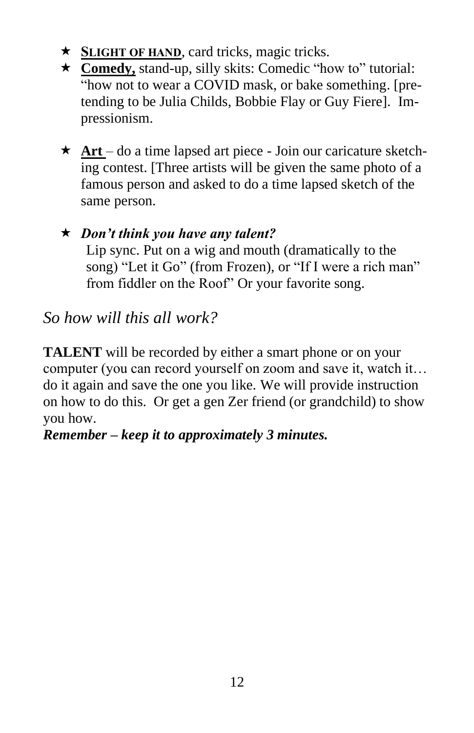- **SLIGHT OF HAND**, card tricks, magic tricks.
- **Comedy,** stand-up, silly skits: Comedic "how to" tutorial: "how not to wear a COVID mask, or bake something. [pretending to be Julia Childs, Bobbie Flay or Guy Fiere]. Impressionism.

- **Art** – do a time lapsed art piece - Join our caricature sketching contest. [Three artists will be given the same photo of a famous person and asked to do a time lapsed sketch of the same person.

- ***Don't think you have any talent?***
  Lip sync. Put on a wig and mouth (dramatically to the song) "Let it Go" (from Frozen), or "If I were a rich man" from fiddler on the Roof" Or your favorite song.

## *So how will this all work?*

**TALENT** will be recorded by either a smart phone or on your computer (you can record yourself on zoom and save it, watch it… do it again and save the one you like. We will provide instruction on how to do this. Or get a gen Zer friend (or grandchild) to show you how.

***Remember – keep it to approximately 3 minutes.***